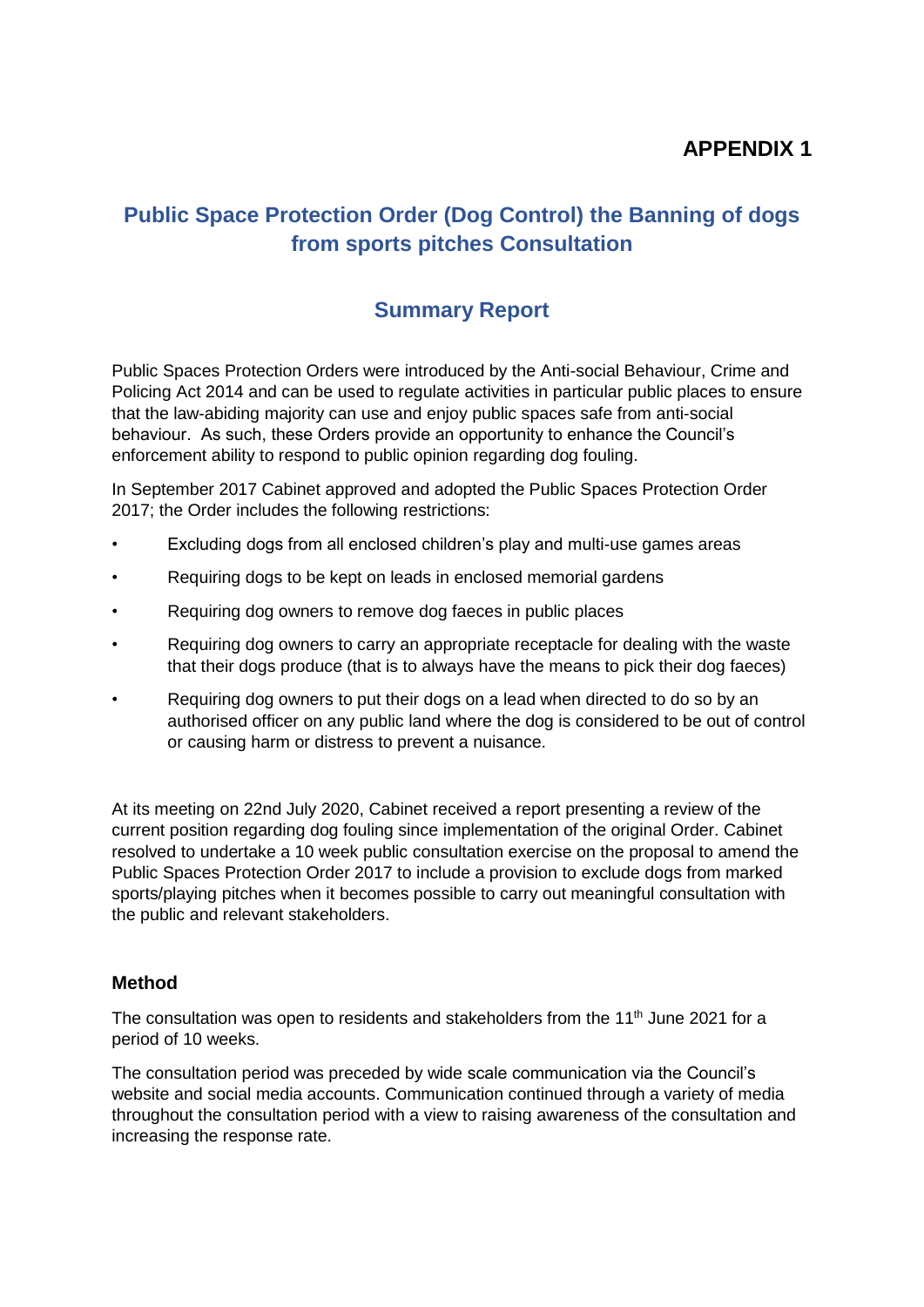**APPENDIX 1**

# Public Space Protection Order (Dog Control) the Banning of dogs from sports pitches Consultation

## Summary Report

Public Spaces Protection Orders were introduced by the Anti-social Behaviour, Crime and Policing Act 2014 and can be used to regulate activities in particular public places to ensure that the law-abiding majority can use and enjoy public spaces safe from anti-social behaviour. As such, these Orders provide an opportunity to enhance the Council's enforcement ability to respond to public opinion regarding dog fouling.

In September 2017 Cabinet approved and adopted the Public Spaces Protection Order 2017; the Order includes the following restrictions:

- Excluding dogs from all enclosed children's play and multi-use games areas
- Requiring dogs to be kept on leads in enclosed memorial gardens
- Requiring dog owners to remove dog faeces in public places
- Requiring dog owners to carry an appropriate receptacle for dealing with the waste that their dogs produce (that is to always have the means to pick their dog faeces)
- Requiring dog owners to put their dogs on a lead when directed to do so by an authorised officer on any public land where the dog is considered to be out of control or causing harm or distress to prevent a nuisance.

At its meeting on 22nd July 2020, Cabinet received a report presenting a review of the current position regarding dog fouling since implementation of the original Order. Cabinet resolved to undertake a 10 week public consultation exercise on the proposal to amend the Public Spaces Protection Order 2017 to include a provision to exclude dogs from marked sports/playing pitches when it becomes possible to carry out meaningful consultation with the public and relevant stakeholders.

### Method

The consultation was open to residents and stakeholders from the 11th June 2021 for a period of 10 weeks.

The consultation period was preceded by wide scale communication via the Council's website and social media accounts. Communication continued through a variety of media throughout the consultation period with a view to raising awareness of the consultation and increasing the response rate.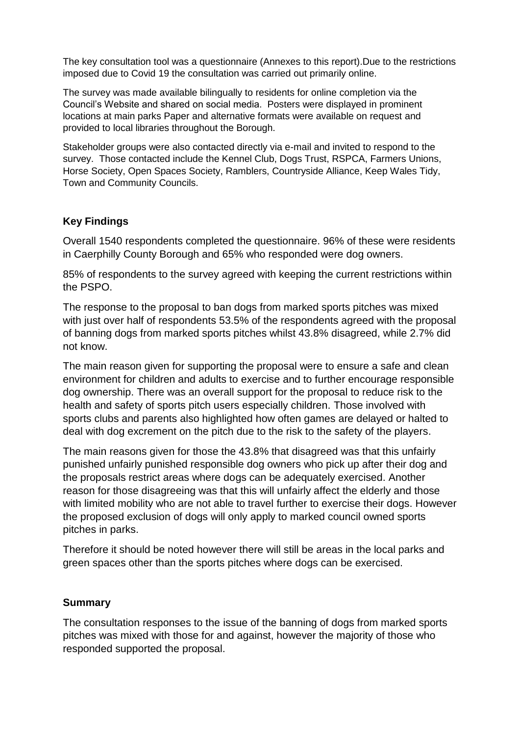The key consultation tool was a questionnaire (Annexes to this report).Due to the restrictions imposed due to Covid 19 the consultation was carried out primarily online.

The survey was made available bilingually to residents for online completion via the Council's Website and shared on social media. Posters were displayed in prominent locations at main parks Paper and alternative formats were available on request and provided to local libraries throughout the Borough.

Stakeholder groups were also contacted directly via e-mail and invited to respond to the survey. Those contacted include the Kennel Club, Dogs Trust, RSPCA, Farmers Unions, Horse Society, Open Spaces Society, Ramblers, Countryside Alliance, Keep Wales Tidy, Town and Community Councils.

**Key Findings**

Overall 1540 respondents completed the questionnaire. 96% of these were residents in Caerphilly County Borough and 65% who responded were dog owners.

85% of respondents to the survey agreed with keeping the current restrictions within the PSPO.

The response to the proposal to ban dogs from marked sports pitches was mixed with just over half of respondents 53.5% of the respondents agreed with the proposal of banning dogs from marked sports pitches whilst 43.8% disagreed, while 2.7% did not know.

The main reason given for supporting the proposal were to ensure a safe and clean environment for children and adults to exercise and to further encourage responsible dog ownership. There was an overall support for the proposal to reduce risk to the health and safety of sports pitch users especially children. Those involved with sports clubs and parents also highlighted how often games are delayed or halted to deal with dog excrement on the pitch due to the risk to the safety of the players.

The main reasons given for those the 43.8% that disagreed was that this unfairly punished unfairly punished responsible dog owners who pick up after their dog and the proposals restrict areas where dogs can be adequately exercised. Another reason for those disagreeing was that this will unfairly affect the elderly and those with limited mobility who are not able to travel further to exercise their dogs. However the proposed exclusion of dogs will only apply to marked council owned sports pitches in parks.

Therefore it should be noted however there will still be areas in the local parks and green spaces other than the sports pitches where dogs can be exercised.

**Summary**

The consultation responses to the issue of the banning of dogs from marked sports pitches was mixed with those for and against, however the majority of those who responded supported the proposal.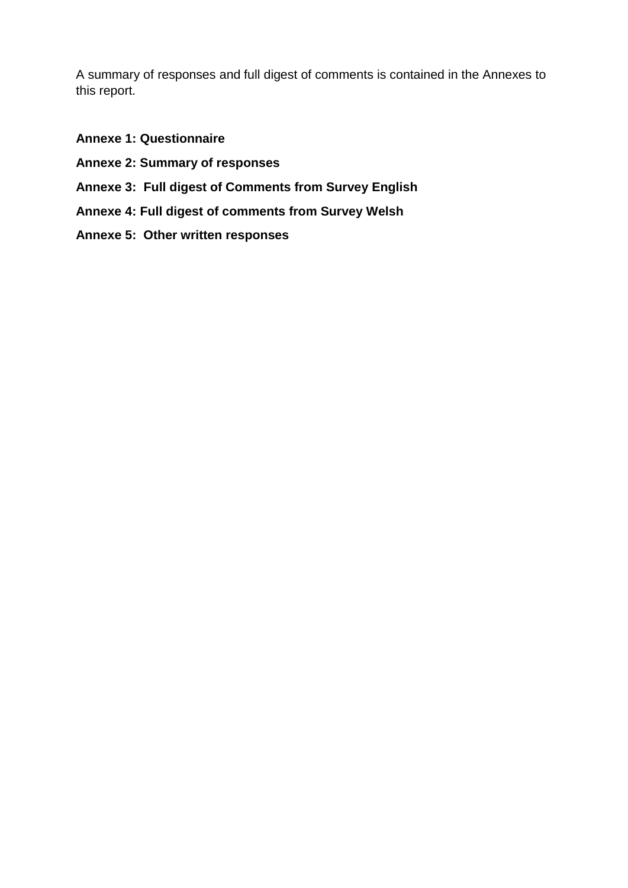A summary of responses and full digest of comments is contained in the Annexes to this report.

**Annexe 1: Questionnaire**

**Annexe 2: Summary of responses**

**Annexe 3: Full digest of Comments from Survey English**

**Annexe 4: Full digest of comments from Survey Welsh**

**Annexe 5: Other written responses**